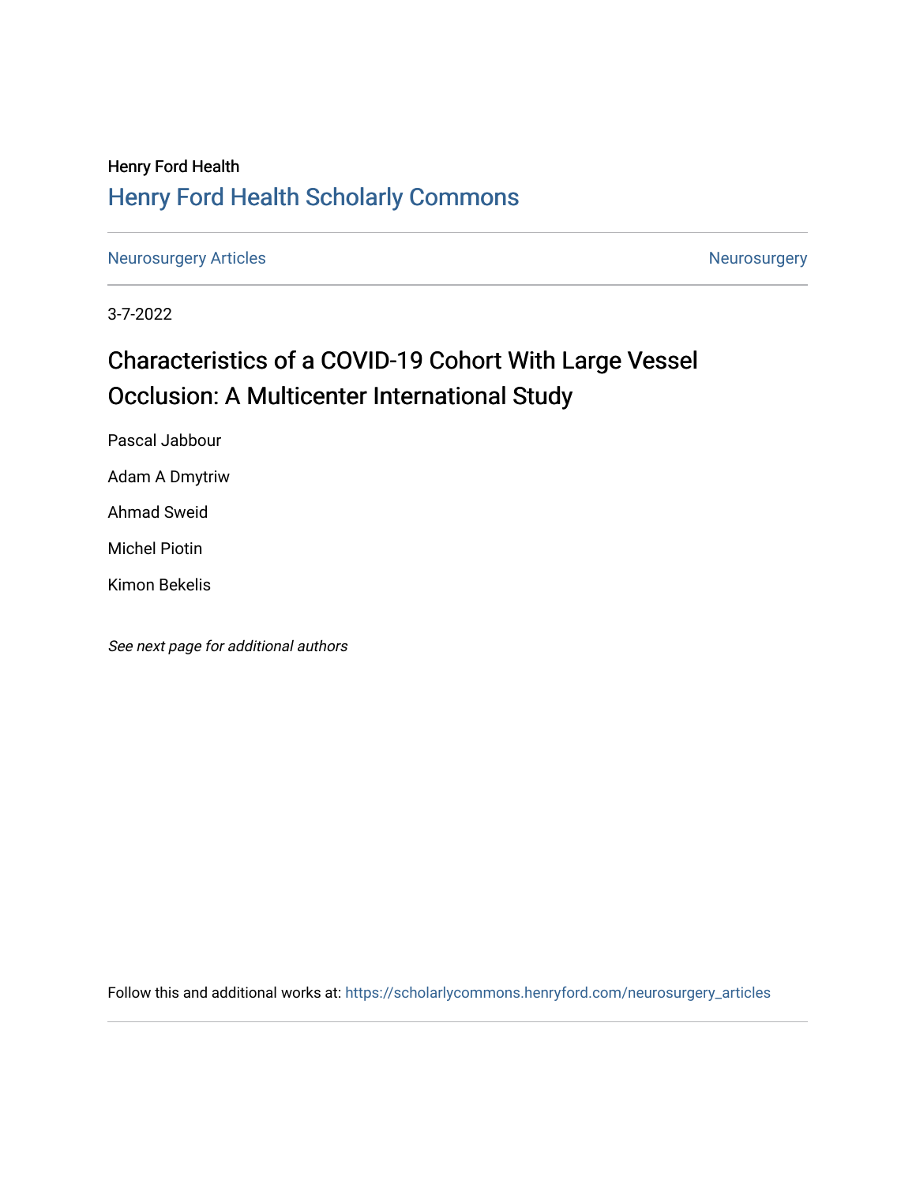Henry Ford Health

Henry Ford Health Scholarly Commons

Neurosurgery Articles

Neurosurgery

3-7-2022

# Characteristics of a COVID-19 Cohort With Large Vessel Occlusion: A Multicenter International Study

Pascal Jabbour

Adam A Dmytriw

Ahmad Sweid

Michel Piotin

Kimon Bekelis

*See next page for additional authors*

Follow this and additional works at: https://scholarlycommons.henryford.com/neurosurgery_articles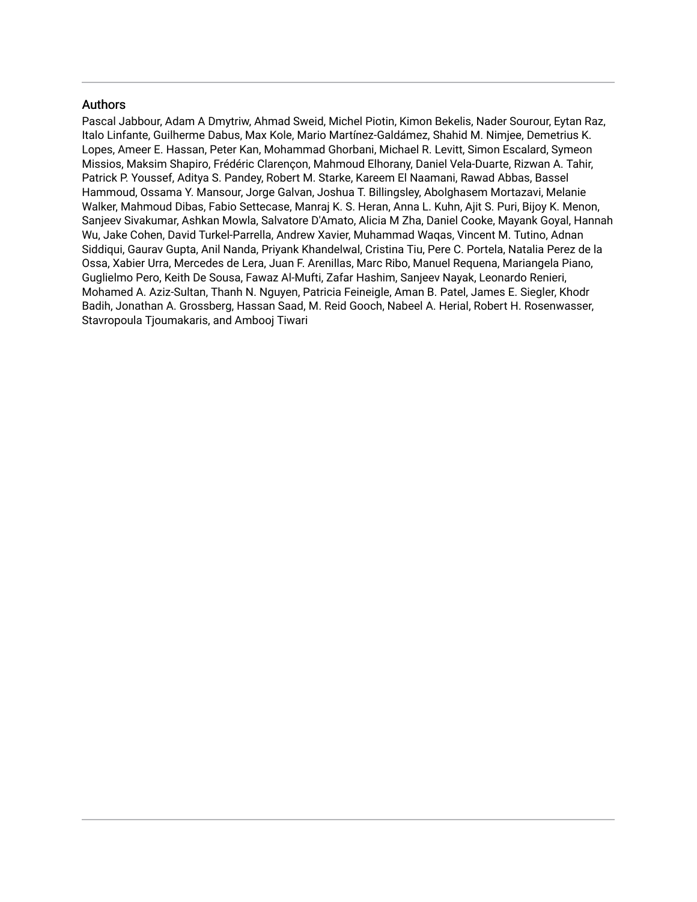## Authors

Pascal Jabbour, Adam A Dmytriw, Ahmad Sweid, Michel Piotin, Kimon Bekelis, Nader Sourour, Eytan Raz, Italo Linfante, Guilherme Dabus, Max Kole, Mario Martínez-Galdámez, Shahid M. Nimjee, Demetrius K. Lopes, Ameer E. Hassan, Peter Kan, Mohammad Ghorbani, Michael R. Levitt, Simon Escalard, Symeon Missios, Maksim Shapiro, Frédéric Clarençon, Mahmoud Elhorany, Daniel Vela-Duarte, Rizwan A. Tahir, Patrick P. Youssef, Aditya S. Pandey, Robert M. Starke, Kareem El Naamani, Rawad Abbas, Bassel Hammoud, Ossama Y. Mansour, Jorge Galvan, Joshua T. Billingsley, Abolghasem Mortazavi, Melanie Walker, Mahmoud Dibas, Fabio Settecase, Manraj K. S. Heran, Anna L. Kuhn, Ajit S. Puri, Bijoy K. Menon, Sanjeev Sivakumar, Ashkan Mowla, Salvatore D'Amato, Alicia M Zha, Daniel Cooke, Mayank Goyal, Hannah Wu, Jake Cohen, David Turkel-Parrella, Andrew Xavier, Muhammad Waqas, Vincent M. Tutino, Adnan Siddiqui, Gaurav Gupta, Anil Nanda, Priyank Khandelwal, Cristina Tiu, Pere C. Portela, Natalia Perez de la Ossa, Xabier Urra, Mercedes de Lera, Juan F. Arenillas, Marc Ribo, Manuel Requena, Mariangela Piano, Guglielmo Pero, Keith De Sousa, Fawaz Al-Mufti, Zafar Hashim, Sanjeev Nayak, Leonardo Renieri, Mohamed A. Aziz-Sultan, Thanh N. Nguyen, Patricia Feineigle, Aman B. Patel, James E. Siegler, Khodr Badih, Jonathan A. Grossberg, Hassan Saad, M. Reid Gooch, Nabeel A. Herial, Robert H. Rosenwasser, Stavropoula Tjoumakaris, and Ambooj Tiwari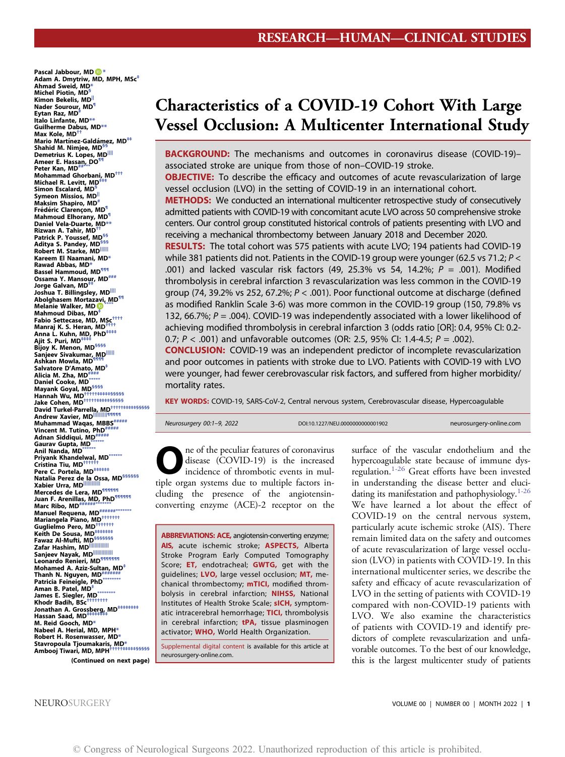RESEARCH—HUMAN—CLINICAL STUDIES

Pascal Jabbour, MD *
Adam A. Dmytriw, MD, MPH, MSc ‡
Ahmad Sweid, MD *
Michel Piotin, MD §
Kimon Bekelis, MD ||
Nader Sourour, MD ¶
Eytan Raz, MD #
Italo Linfante, MD **
Guilherme Dabus, MD **
Max Kole, MD ††
Mario Martínez-Galdámez, MD ‡‡
Shahid M. Nimjee, MD §§
Demetrius K. Lopes, MD ||||
Ameer E. Hassan, DO ¶¶
Peter Kan, MD ##***
Mohammad Ghorbani, MD †††
Michael R. Levitt, MD ‡‡‡
Simon Escalard, MD §
Symeon Missios, MD ||
Maksim Shapiro, MD #
Frédéric Clarençon, MD ¶
Mahmoud Elhorany, MD ¶
Daniel Vela-Duarte, MD **
Rizwan A. Tahir, MD ††
Patrick P. Youssef, MD §§
Aditya S. Pandey, MD §§§
Robert M. Starke, MD ||||||
Kareem El Naamani, MD *
Rawad Abbas, MD *
Bassel Hammoud, MD ¶¶¶
Ossama Y. Mansour, MD ###
Jorge Galvan, MD ‡‡
Joshua T. Billingsley, MD ||||
Abolghasem Mortazavi, MD ¶¶
Melanie Walker, MD ‡‡‡
Mahmoud Dibas, MD ‡
Fabio Settecase, MD, MSc ††††
Manraj K. S. Heran, MD ††††
Anna L. Kuhn, MD, PhD ‡‡‡‡
Ajit S. Puri, MD ‡‡‡‡
Bijoy K. Menon, MD §§§§
Sanjeev Sivakumar, MD ||||||||
Ashkan Mowla, MD ¶¶¶¶
Salvatore D'Amato, MD ‡
Alicia M. Zha, MD ####
Daniel Cooke, MD *****
Mayank Goyal, MD §§§§
Hannah Wu, MD ††††††‡‡‡‡‡§§§§§
Jake Cohen, MD ††††††‡‡‡‡‡§§§§§
David Turkel-Parrella, MD ††††††‡‡‡‡‡§§§§§
Andrew Xavier, MD ||||||||||¶¶¶¶¶
Muhammad Waqas, MBBS #####
Vincent M. Tutino, PhD #####
Adnan Siddiqui, MD #####
Gaurav Gupta, MD ******
Anil Nanda, MD ******
Priyank Khandelwal, MD ******
Cristina Tiu, MD ††††††
Pere C. Portela, MD ‡‡‡‡‡‡
Natalia Perez de la Ossa, MD §§§§§§
Xabier Urra, MD ||||||||||||
Mercedes de Lera, MD ¶¶¶¶¶¶
Juan F. Arenillas, MD, PhD ¶¶¶¶¶¶
Marc Ribo, MD ######*******
Manuel Requena, MD ######*******
Mariangela Piano, MD †††††††
Guglielmo Pero, MD †††††††
Keith De Sousa, MD ‡‡‡‡‡‡‡
Fawaz Al-Mufti, MD §§§§§§§
Zafar Hashim, MD ||||||||||||||
Sanjeev Nayak, MD ||||||||||||||
Leonardo Renieri, MD ¶¶¶¶¶¶¶
Mohamed A. Aziz-Sultan, MD ‡
Thanh N. Nguyen, MD #######
Patricia Feineigle, PhD ********
Aman B. Patel, MD ‡
James E. Siegler, MD ‡
Khodr Badih, BSc †††††††††
Jonathan A. Grossberg, MD ‡‡‡‡‡‡‡‡
Hassan Saad, MD ‡‡‡‡‡‡‡‡
M. Reid Gooch, MD *
Nabeel A. Herial, MD, MPH *
Robert H. Rosenwasser, MD *
Stavropoula Tjoumakaris, MD *
Ambooj Tiwari, MD, MPH ††††††‡‡‡‡‡§§§§§

(Continued on next page)

# Characteristics of a COVID-19 Cohort With Large Vessel Occlusion: A Multicenter International Study

**BACKGROUND:** The mechanisms and outcomes in coronavirus disease (COVID-19)–associated stroke are unique from those of non–COVID-19 stroke.

**OBJECTIVE:** To describe the efficacy and outcomes of acute revascularization of large vessel occlusion (LVO) in the setting of COVID-19 in an international cohort.

**METHODS:** We conducted an international multicenter retrospective study of consecutively admitted patients with COVID-19 with concomitant acute LVO across 50 comprehensive stroke centers. Our control group constituted historical controls of patients presenting with LVO and receiving a mechanical thrombectomy between January 2018 and December 2020.

**RESULTS:** The total cohort was 575 patients with acute LVO; 194 patients had COVID-19 while 381 patients did not. Patients in the COVID-19 group were younger (62.5 vs 71.2; $P <$ .001) and lacked vascular risk factors (49, 25.3% vs 54, 14.2%; $P =$ .001). Modified thrombolysis in cerebral infarction 3 revascularization was less common in the COVID-19 group (74, 39.2% vs 252, 67.2%; $P <$ .001). Poor functional outcome at discharge (defined as modified Ranklin Scale 3-6) was more common in the COVID-19 group (150, 79.8% vs 132, 66.7%; $P =$ .004). COVID-19 was independently associated with a lower likelihood of achieving modified thrombolysis in cerebral infarction 3 (odds ratio [OR]: 0.4, 95% CI: 0.2-0.7; $P <$ .001) and unfavorable outcomes (OR: 2.5, 95% CI: 1.4-4.5; $P =$ .002).

**CONCLUSION:** COVID-19 was an independent predictor of incomplete revascularization and poor outcomes in patients with stroke due to LVO. Patients with COVID-19 with LVO were younger, had fewer cerebrovascular risk factors, and suffered from higher morbidity/mortality rates.

**KEY WORDS:** COVID-19, SARS-CoV-2, Central nervous system, Cerebrovascular disease, Hypercoagulable

DOI:10.1227/NEU.0000000000001902

One of the peculiar features of coronavirus disease (COVID-19) is the increased incidence of thrombotic events in multiple organ systems due to multiple factors including the presence of the angiotensin-converting enzyme (ACE)-2 receptor on the surface of the vascular endothelium and the hypercoagulable state because of immune dysregulation.[1-26] Great efforts have been invested in understanding the disease better and elucidating its manifestation and pathophysiology.[1-26] We have learned a lot about the effect of COVID-19 on the central nervous system, particularly acute ischemic stroke (AIS). There remain limited data on the safety and outcomes of acute revascularization of large vessel occlusion (LVO) in patients with COVID-19. In this international multicenter series, we describe the safety and efficacy of acute revascularization of LVO in the setting of patients with COVID-19 compared with non-COVID-19 patients with LVO. We also examine the characteristics of patients with COVID-19 and identify predictors of complete revascularization and unfavorable outcomes. To the best of our knowledge, this is the largest multicenter study of patients

**ABBREVIATIONS:** **ACE,** angiotensin-converting enzyme; **AIS,** acute ischemic stroke; **ASPECTS,** Alberta Stroke Program Early Computed Tomography Score; **ET,** endotracheal; **GWTG,** get with the guidelines; **LVO,** large vessel occlusion; **MT,** mechanical thrombectomy; **mTICI,** modified thrombolysis in cerebral infarction; **NIHSS,** National Institutes of Health Stroke Scale; **sICH,** symptomatic intracerebral hemorrhage; **TICI,** thrombolysis in cerebral infarction; **tPA,** tissue plasminogen activator; **WHO,** World Health Organization.

Supplemental digital content is available for this article at neurosurgery-online.com.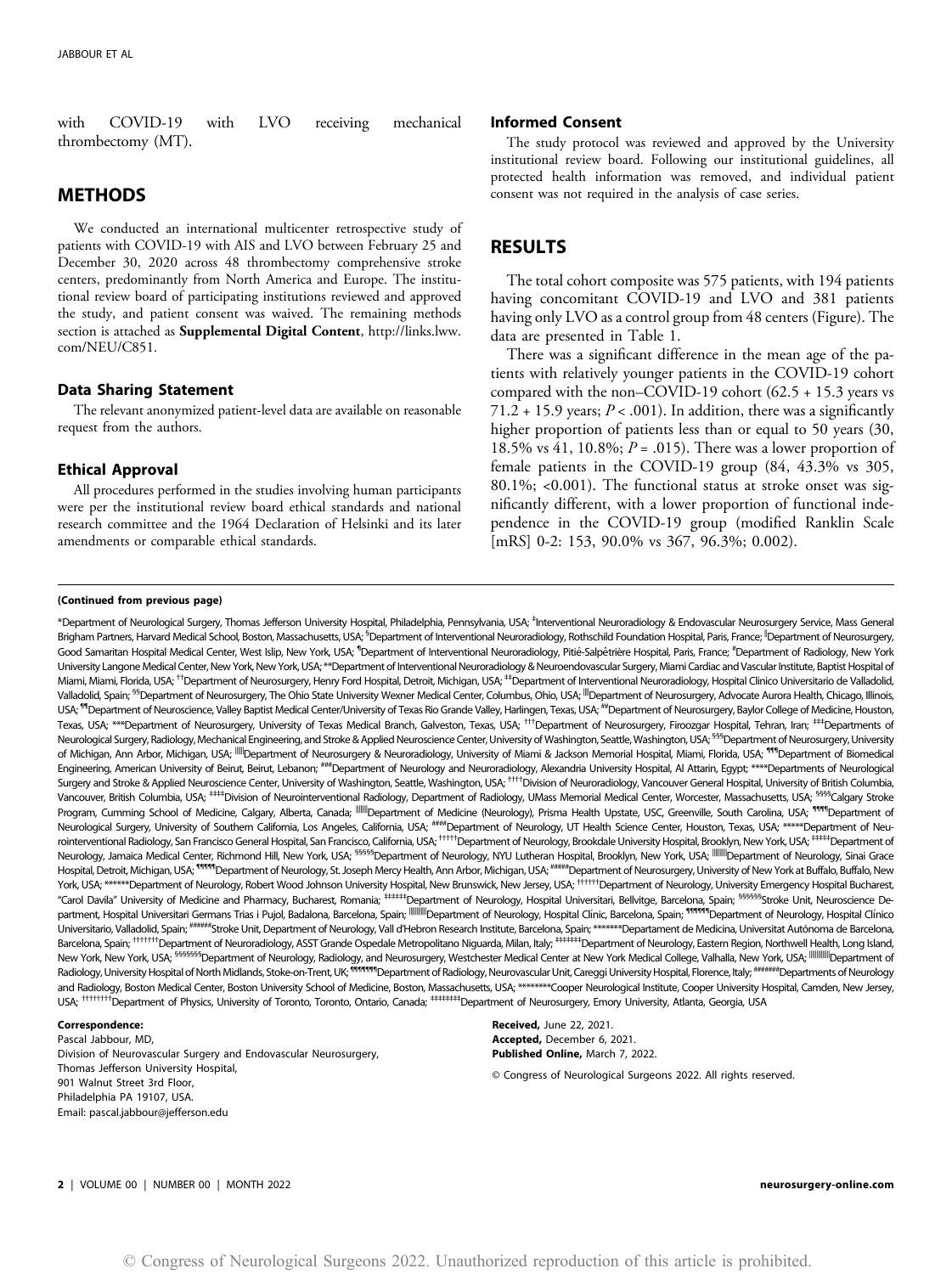with COVID-19 with LVO receiving mechanical thrombectomy (MT).

## METHODS

We conducted an international multicenter retrospective study of patients with COVID-19 with AIS and LVO between February 25 and December 30, 2020 across 48 thrombectomy comprehensive stroke centers, predominantly from North America and Europe. The institutional review board of participating institutions reviewed and approved the study, and patient consent was waived. The remaining methods section is attached as **Supplemental Digital Content**, http://links.lww.com/NEU/C851.

### Data Sharing Statement

The relevant anonymized patient-level data are available on reasonable request from the authors.

### Ethical Approval

All procedures performed in the studies involving human participants were per the institutional review board ethical standards and national research committee and the 1964 Declaration of Helsinki and its later amendments or comparable ethical standards.

### Informed Consent

The study protocol was reviewed and approved by the University institutional review board. Following our institutional guidelines, all protected health information was removed, and individual patient consent was not required in the analysis of case series.

## RESULTS

The total cohort composite was 575 patients, with 194 patients having concomitant COVID-19 and LVO and 381 patients having only LVO as a control group from 48 centers (Figure). The data are presented in Table 1.

There was a significant difference in the mean age of the patients with relatively younger patients in the COVID-19 cohort compared with the non–COVID-19 cohort (62.5 + 15.3 years vs 71.2 + 15.9 years; $P < .001$). In addition, there was a significantly higher proportion of patients less than or equal to 50 years (30, 18.5% vs 41, 10.8%; $P = .015$). There was a lower proportion of female patients in the COVID-19 group (84, 43.3% vs 305, 80.1%; <0.001). The functional status at stroke onset was significantly different, with a lower proportion of functional independence in the COVID-19 group (modified Ranklin Scale [mRS] 0-2: 153, 90.0% vs 367, 96.3%; 0.002).

**(Continued from previous page)**

*Department of Neurological Surgery, Thomas Jefferson University Hospital, Philadelphia, Pennsylvania, USA; [‡]Interventional Neuroradiology & Endovascular Neurosurgery Service, Mass General Brigham Partners, Harvard Medical School, Boston, Massachusetts, USA; [§]Department of Interventional Neuroradiology, Rothschild Foundation Hospital, Paris, France; [||]Department of Neurosurgery, Good Samaritan Hospital Medical Center, West Islip, New York, USA; [¶]Department of Interventional Neuroradiology, Pitié-Salpêtrière Hospital, Paris, France; [#]Department of Radiology, New York University Langone Medical Center, New York, New York, USA; **Department of Interventional Neuroradiology & Neuroendovascular Surgery, Miami Cardiac and Vascular Institute, Baptist Hospital of Miami, Miami, Florida, USA; [††]Department of Neurosurgery, Henry Ford Hospital, Detroit, Michigan, USA; [‡‡]Department of Interventional Neuroradiology, Hospital Clinico Universitario de Valladolid, Valladolid, Spain; [§§]Department of Neurosurgery, The Ohio State University Wexner Medical Center, Columbus, Ohio, USA; [||||]Department of Neurosurgery, Advocate Aurora Health, Chicago, Illinois, USA; [¶¶]Department of Neuroscience, Valley Baptist Medical Center/University of Texas Rio Grande Valley, Harlingen, Texas, USA; [##]Department of Neurosurgery, Baylor College of Medicine, Houston, Texas, USA; ***Department of Neurosurgery, University of Texas Medical Branch, Galveston, Texas, USA; [†††]Department of Neurosurgery, Firoozgar Hospital, Tehran, Iran; [‡‡‡]Departments of Neurological Surgery, Radiology, Mechanical Engineering, and Stroke & Applied Neuroscience Center, University of Washington, Seattle, Washington, USA; [§§§]Department of Neurosurgery, University of Michigan, Ann Arbor, Michigan, USA; [||||||]Department of Neurosurgery & Neuroradiology, University of Miami & Jackson Memorial Hospital, Miami, Florida, USA; [¶¶¶]Department of Biomedical Engineering, American University of Beirut, Beirut, Lebanon; [###]Department of Neurology and Neuroradiology, Alexandria University Hospital, Al Attarin, Egypt; ****Departments of Neurological Surgery and Stroke & Applied Neuroscience Center, University of Washington, Seattle, Washington, USA; [††††]Division of Neuroradiology, Vancouver General Hospital, University of British Columbia, Vancouver, British Columbia, USA; [‡‡‡‡]Division of Neurointerventional Radiology, Department of Radiology, UMass Memorial Medical Center, Worcester, Massachusetts, USA; [§§§§]Calgary Stroke Program, Cumming School of Medicine, Calgary, Alberta, Canada; [||||||||]Department of Medicine (Neurology), Prisma Health Upstate, USC, Greenville, South Carolina, USA; [¶¶¶¶]Department of Neurological Surgery, University of Southern California, Los Angeles, California, USA; [####]Department of Neurology, UT Health Science Center, Houston, Texas, USA; *****Department of Neurointerventional Radiology, San Francisco General Hospital, San Francisco, California, USA; [†††††]Department of Neurology, Brookdale University Hospital, Brooklyn, New York, USA; [‡‡‡‡‡]Department of Neurology, Jamaica Medical Center, Richmond Hill, New York, USA; [§§§§§]Department of Neurology, NYU Lutheran Hospital, Brooklyn, New York, USA; [||||||||||]Department of Neurology, Sinai Grace Hospital, Detroit, Michigan, USA; [¶¶¶¶¶]Department of Neurology, St. Joseph Mercy Health, Ann Arbor, Michigan, USA; [#####]Department of Neurosurgery, University of New York at Buffalo, Buffalo, New York, USA; ******Department of Neurology, Robert Wood Johnson University Hospital, New Brunswick, New Jersey, USA; [††††††]Department of Neurology, University Emergency Hospital Bucharest, "Carol Davila" University of Medicine and Pharmacy, Bucharest, Romania; [‡‡‡‡‡‡]Department of Neurology, Hospital Universitari, Bellvitge, Barcelona, Spain; [§§§§§§]Stroke Unit, Neuroscience Department, Hospital Universitari Germans Trias i Pujol, Badalona, Barcelona, Spain; [||||||||||||]Department of Neurology, Hospital Clínic, Barcelona, Spain; [¶¶¶¶¶¶]Department of Neurology, Hospital Clínico Universitario, Valladolid, Spain; [######]Stroke Unit, Department of Neurology, Vall d'Hebron Research Institute, Barcelona, Spain; *******Departament de Medicina, Universitat Autónoma de Barcelona, Barcelona, Spain; [†††††††]Department of Neuroradiology, ASST Grande Ospedale Metropolitano Niguarda, Milan, Italy; [‡‡‡‡‡‡‡]Department of Neurology, Eastern Region, Northwell Health, Long Island, New York, New York, USA; [§§§§§§§]Department of Neurology, Radiology, and Neurosurgery, Westchester Medical Center at New York Medical College, Valhalla, New York, USA; [||||||||||||||]Department of Radiology, University Hospital of North Midlands, Stoke-on-Trent, UK; [¶¶¶¶¶¶¶]Department of Radiology, Neurovascular Unit, Careggi University Hospital, Florence, Italy; [#######]Departments of Neurology and Radiology, Boston Medical Center, Boston University School of Medicine, Boston, Massachusetts, USA; ********Cooper Neurological Institute, Cooper University Hospital, Camden, New Jersey, USA; [††††††††]Department of Physics, University of Toronto, Toronto, Ontario, Canada; [‡‡‡‡‡‡‡‡]Department of Neurosurgery, Emory University, Atlanta, Georgia, USA

**Correspondence:**
Pascal Jabbour, MD,
Division of Neurovascular Surgery and Endovascular Neurosurgery,
Thomas Jefferson University Hospital,
901 Walnut Street 3rd Floor,
Philadelphia PA 19107, USA.
Email: pascal.jabbour@jefferson.edu

**Received,** June 22, 2021.
**Accepted,** December 6, 2021.
**Published Online,** March 7, 2022.

© Congress of Neurological Surgeons 2022. All rights reserved.

© Congress of Neurological Surgeons 2022. Unauthorized reproduction of this article is prohibited.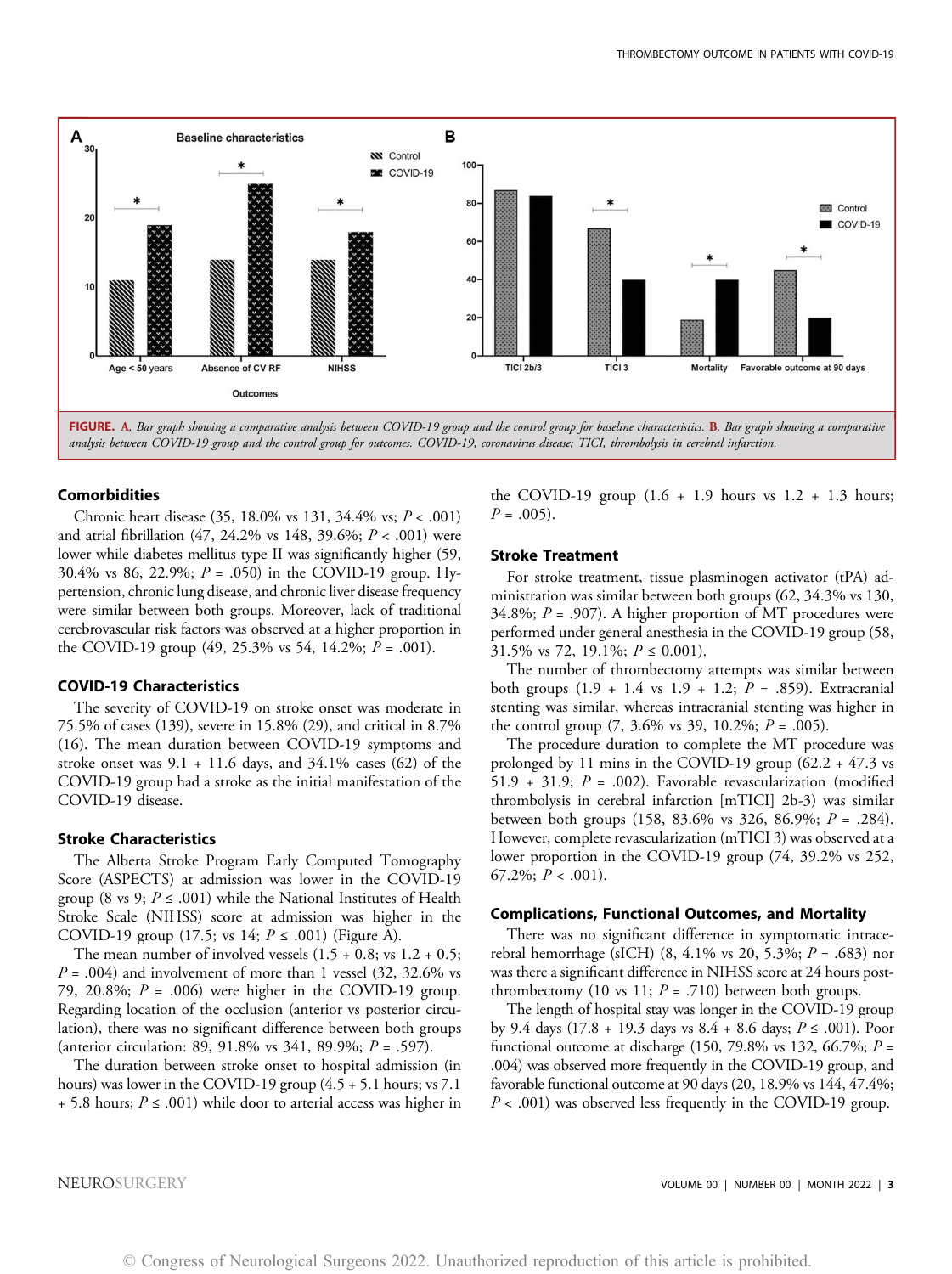FIGURE. A, Bar graph showing a comparative analysis between COVID-19 group and the control group for baseline characteristics. B, Bar graph showing a comparative analysis between COVID-19 group and the control group for outcomes. COVID-19, coronavirus disease; TICI, thrombolysis in cerebral infarction.

### Comorbidities

Chronic heart disease (35, 18.0% vs 131, 34.4% vs; $P < .001$) and atrial fibrillation (47, 24.2% vs 148, 39.6%; $P < .001$) were lower while diabetes mellitus type II was significantly higher (59, 30.4% vs 86, 22.9%; $P = .050$) in the COVID-19 group. Hypertension, chronic lung disease, and chronic liver disease frequency were similar between both groups. Moreover, lack of traditional cerebrovascular risk factors was observed at a higher proportion in the COVID-19 group (49, 25.3% vs 54, 14.2%; $P = .001$).

### COVID-19 Characteristics

The severity of COVID-19 on stroke onset was moderate in 75.5% of cases (139), severe in 15.8% (29), and critical in 8.7% (16). The mean duration between COVID-19 symptoms and stroke onset was 9.1 + 11.6 days, and 34.1% cases (62) of the COVID-19 group had a stroke as the initial manifestation of the COVID-19 disease.

### Stroke Characteristics

The Alberta Stroke Program Early Computed Tomography Score (ASPECTS) at admission was lower in the COVID-19 group (8 vs 9; $P \leq .001$) while the National Institutes of Health Stroke Scale (NIHSS) score at admission was higher in the COVID-19 group (17.5; vs 14; $P \leq .001$) (Figure A).

The mean number of involved vessels (1.5 + 0.8; vs 1.2 + 0.5; $P = .004$) and involvement of more than 1 vessel (32, 32.6% vs 79, 20.8%; $P = .006$) were higher in the COVID-19 group. Regarding location of the occlusion (anterior vs posterior circulation), there was no significant difference between both groups (anterior circulation: 89, 91.8% vs 341, 89.9%; $P = .597$).

The duration between stroke onset to hospital admission (in hours) was lower in the COVID-19 group (4.5 + 5.1 hours; vs 7.1 + 5.8 hours; $P \leq .001$) while door to arterial access was higher in the COVID-19 group (1.6 + 1.9 hours vs 1.2 + 1.3 hours; $P = .005$).

### Stroke Treatment

For stroke treatment, tissue plasminogen activator (tPA) administration was similar between both groups (62, 34.3% vs 130, 34.8%; $P = .907$). A higher proportion of MT procedures were performed under general anesthesia in the COVID-19 group (58, 31.5% vs 72, 19.1%; $P \leq 0.001$).

The number of thrombectomy attempts was similar between both groups (1.9 + 1.4 vs 1.9 + 1.2; $P = .859$). Extracranial stenting was similar, whereas intracranial stenting was higher in the control group (7, 3.6% vs 39, 10.2%; $P = .005$).

The procedure duration to complete the MT procedure was prolonged by 11 mins in the COVID-19 group (62.2 + 47.3 vs 51.9 + 31.9; $P = .002$). Favorable revascularization (modified thrombolysis in cerebral infarction [mTICI] 2b-3) was similar between both groups (158, 83.6% vs 326, 86.9%; $P = .284$). However, complete revascularization (mTICI 3) was observed at a lower proportion in the COVID-19 group (74, 39.2% vs 252, 67.2%; $P < .001$).

### Complications, Functional Outcomes, and Mortality

There was no significant difference in symptomatic intracerebral hemorrhage (sICH) (8, 4.1% vs 20, 5.3%; $P = .683$) nor was there a significant difference in NIHSS score at 24 hours post-thrombectomy (10 vs 11; $P = .710$) between both groups.

The length of hospital stay was longer in the COVID-19 group by 9.4 days (17.8 + 19.3 days vs 8.4 + 8.6 days; $P \leq .001$). Poor functional outcome at discharge (150, 79.8% vs 132, 66.7%; $P = .004$) was observed more frequently in the COVID-19 group, and favorable functional outcome at 90 days (20, 18.9% vs 144, 47.4%; $P < .001$) was observed less frequently in the COVID-19 group.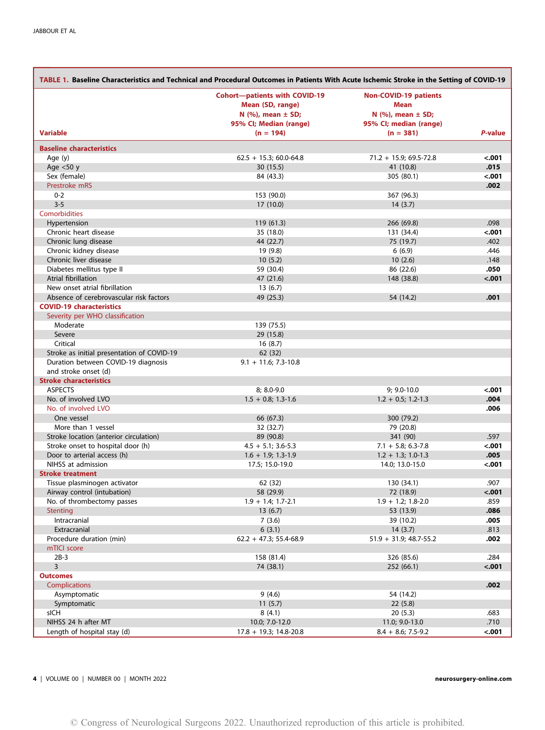**TABLE 1. Baseline Characteristics and Technical and Procedural Outcomes in Patients With Acute Ischemic Stroke in the Setting of COVID-19**

| Variable | Cohort—patients with COVID-19 Mean (SD, range) N (%), mean ± SD; 95% CI; Median (range) (n = 194) | Non-COVID-19 patients Mean N (%), mean ± SD; 95% CI; median (range) (n = 381) | *P*-value |
|---|---|---|---|
| **Baseline characteristics** | | | |
| Age (y) | 62.5 + 15.3; 60.0-64.8 | 71.2 + 15.9; 69.5-72.8 | **<.001** |
| Age <50 y | 30 (15.5) | 41 (10.8) | **.015** |
| Sex (female) | 84 (43.3) | 305 (80.1) | **<.001** |
| Prestroke mRS | | | **.002** |
| 0-2 | 153 (90.0) | 367 (96.3) | |
| 3-5 | 17 (10.0) | 14 (3.7) | |
| Comorbidities | | | |
| Hypertension | 119 (61.3) | 266 (69.8) | .098 |
| Chronic heart disease | 35 (18.0) | 131 (34.4) | **<.001** |
| Chronic lung disease | 44 (22.7) | 75 (19.7) | .402 |
| Chronic kidney disease | 19 (9.8) | 6 (6.9) | .446 |
| Chronic liver disease | 10 (5.2) | 10 (2.6) | .148 |
| Diabetes mellitus type II | 59 (30.4) | 86 (22.6) | **.050** |
| Atrial fibrillation | 47 (21.6) | 148 (38.8) | **<.001** |
| New onset atrial fibrillation | 13 (6.7) | | |
| Absence of cerebrovascular risk factors | 49 (25.3) | 54 (14.2) | **.001** |
| **COVID-19 characteristics** | | | |
| Severity per WHO classification | | | |
| Moderate | 139 (75.5) | | |
| Severe | 29 (15.8) | | |
| Critical | 16 (8.7) | | |
| Stroke as initial presentation of COVID-19 | 62 (32) | | |
| Duration between COVID-19 diagnosis and stroke onset (d) | 9.1 + 11.6; 7.3-10.8 | | |
| **Stroke characteristics** | | | |
| ASPECTS | 8; 8.0-9.0 | 9; 9.0-10.0 | **<.001** |
| No. of involved LVO | 1.5 + 0.8; 1.3-1.6 | 1.2 + 0.5; 1.2-1.3 | **.004** |
| No. of involved LVO | | | **.006** |
| One vessel | 66 (67.3) | 300 (79.2) | |
| More than 1 vessel | 32 (32.7) | 79 (20.8) | |
| Stroke location (anterior circulation) | 89 (90.8) | 341 (90) | .597 |
| Stroke onset to hospital door (h) | 4.5 + 5.1; 3.6-5.3 | 7.1 + 5.8; 6.3-7.8 | **<.001** |
| Door to arterial access (h) | 1.6 + 1.9; 1.3-1.9 | 1.2 + 1.3; 1.0-1.3 | **.005** |
| NIHSS at admission | 17.5; 15.0-19.0 | 14.0; 13.0-15.0 | **<.001** |
| **Stroke treatment** | | | |
| Tissue plasminogen activator | 62 (32) | 130 (34.1) | .907 |
| Airway control (intubation) | 58 (29.9) | 72 (18.9) | **<.001** |
| No. of thrombectomy passes | 1.9 + 1.4; 1.7-2.1 | 1.9 + 1.2; 1.8-2.0 | .859 |
| Stenting | 13 (6.7) | 53 (13.9) | **.086** |
| Intracranial | 7 (3.6) | 39 (10.2) | **.005** |
| Extracranial | 6 (3.1) | 14 (3.7) | .813 |
| Procedure duration (min) | 62.2 + 47.3; 55.4-68.9 | 51.9 + 31.9; 48.7-55.2 | **.002** |
| mTICI score | | | |
| 2B-3 | 158 (81.4) | 326 (85.6) | .284 |
| 3 | 74 (38.1) | 252 (66.1) | **<.001** |
| **Outcomes** | | | |
| Complications | | | **.002** |
| Asymptomatic | 9 (4.6) | 54 (14.2) | |
| Symptomatic | 11 (5.7) | 22 (5.8) | |
| sICH | 8 (4.1) | 20 (5.3) | .683 |
| NIHSS 24 h after MT | 10.0; 7.0-12.0 | 11.0; 9.0-13.0 | .710 |
| Length of hospital stay (d) | 17.8 + 19.3; 14.8-20.8 | 8.4 + 8.6; 7.5-9.2 | **<.001** |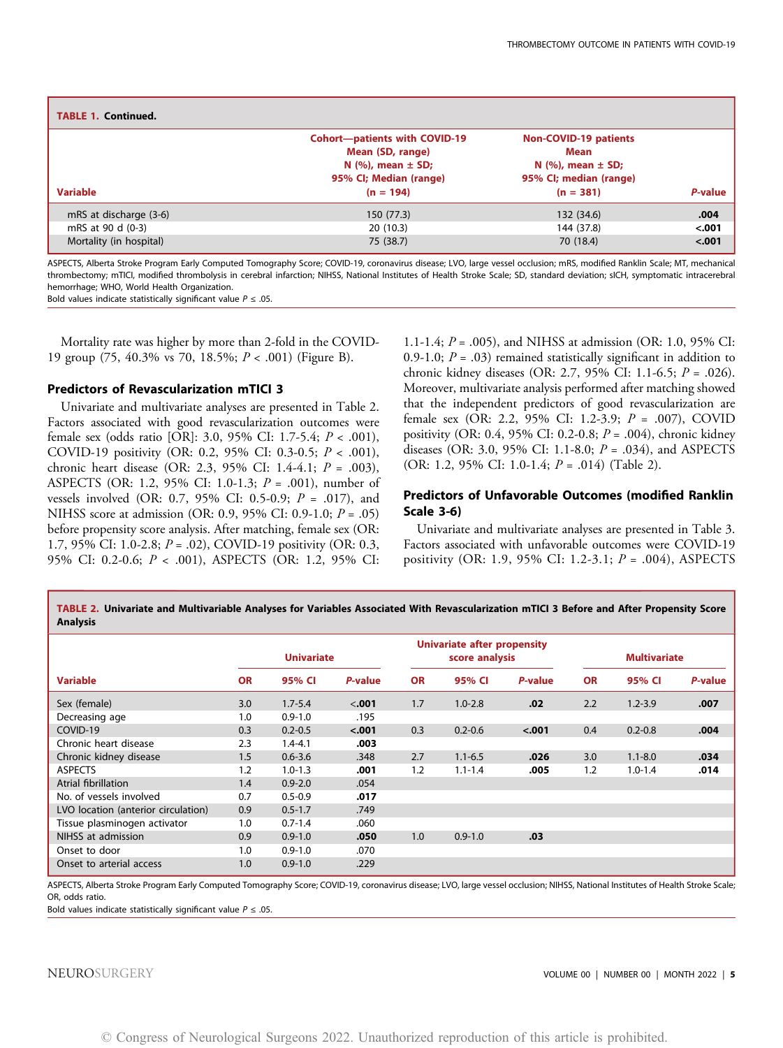**TABLE 1. Continued.**

| Variable | Cohort—patients with COVID-19 Mean (SD, range) N (%), mean ± SD; 95% CI; Median (range) (n = 194) | Non-COVID-19 patients Mean N (%), mean ± SD; 95% CI; median (range) (n = 381) | *P*-value |
|---|---|---|---|
| mRS at discharge (3-6) | 150 (77.3) | 132 (34.6) | **.004** |
| mRS at 90 d (0-3) | 20 (10.3) | 144 (37.8) | **<.001** |
| Mortality (in hospital) | 75 (38.7) | 70 (18.4) | **<.001** |

ASPECTS, Alberta Stroke Program Early Computed Tomography Score; COVID-19, coronavirus disease; LVO, large vessel occlusion; mRS, modified Ranklin Scale; MT, mechanical thrombectomy; mTICI, modified thrombolysis in cerebral infarction; NIHSS, National Institutes of Health Stroke Scale; SD, standard deviation; sICH, symptomatic intracerebral hemorrhage; WHO, World Health Organization.
Bold values indicate statistically significant value $P \le .05$.

Mortality rate was higher by more than 2-fold in the COVID-19 group (75, 40.3% vs 70, 18.5%; $P < .001$) (Figure B).

## Predictors of Revascularization mTICI 3

Univariate and multivariate analyses are presented in Table 2. Factors associated with good revascularization outcomes were female sex (odds ratio [OR]: 3.0, 95% CI: 1.7-5.4; $P < .001$), COVID-19 positivity (OR: 0.2, 95% CI: 0.3-0.5; $P < .001$), chronic heart disease (OR: 2.3, 95% CI: 1.4-4.1; $P = .003$), ASPECTS (OR: 1.2, 95% CI: 1.0-1.3; $P = .001$), number of vessels involved (OR: 0.7, 95% CI: 0.5-0.9; $P = .017$), and NIHSS score at admission (OR: 0.9, 95% CI: 0.9-1.0; $P = .05$) before propensity score analysis. After matching, female sex (OR: 1.7, 95% CI: 1.0-2.8; $P = .02$), COVID-19 positivity (OR: 0.3, 95% CI: 0.2-0.6; $P < .001$), ASPECTS (OR: 1.2, 95% CI: 1.1-1.4; $P = .005$), and NIHSS at admission (OR: 1.0, 95% CI: 0.9-1.0; $P = .03$) remained statistically significant in addition to chronic kidney diseases (OR: 2.7, 95% CI: 1.1-6.5; $P = .026$). Moreover, multivariate analysis performed after matching showed that the independent predictors of good revascularization are female sex (OR: 2.2, 95% CI: 1.2-3.9; $P = .007$), COVID positivity (OR: 0.4, 95% CI: 0.2-0.8; $P = .004$), chronic kidney diseases (OR: 3.0, 95% CI: 1.1-8.0; $P = .034$), and ASPECTS (OR: 1.2, 95% CI: 1.0-1.4; $P = .014$) (Table 2).

## Predictors of Unfavorable Outcomes (modified Ranklin Scale 3-6)

Univariate and multivariate analyses are presented in Table 3. Factors associated with unfavorable outcomes were COVID-19 positivity (OR: 1.9, 95% CI: 1.2-3.1; $P = .004$), ASPECTS

**TABLE 2. Univariate and Multivariable Analyses for Variables Associated With Revascularization mTICI 3 Before and After Propensity Score Analysis**

| Variable | Univariate | | | Univariate after propensity score analysis | | | Multivariate | | |
|---|---|---|---|---|---|---|---|---|---|
| | OR | 95% CI | *P*-value | OR | 95% CI | *P*-value | OR | 95% CI | *P*-value |
| Sex (female) | 3.0 | 1.7-5.4 | **<.001** | 1.7 | 1.0-2.8 | **.02** | 2.2 | 1.2-3.9 | **.007** |
| Decreasing age | 1.0 | 0.9-1.0 | .195 | | | | | | |
| COVID-19 | 0.3 | 0.2-0.5 | **<.001** | 0.3 | 0.2-0.6 | **<.001** | 0.4 | 0.2-0.8 | **.004** |
| Chronic heart disease | 2.3 | 1.4-4.1 | **.003** | | | | | | |
| Chronic kidney disease | 1.5 | 0.6-3.6 | .348 | 2.7 | 1.1-6.5 | **.026** | 3.0 | 1.1-8.0 | **.034** |
| ASPECTS | 1.2 | 1.0-1.3 | **.001** | 1.2 | 1.1-1.4 | **.005** | 1.2 | 1.0-1.4 | **.014** |
| Atrial fibrillation | 1.4 | 0.9-2.0 | .054 | | | | | | |
| No. of vessels involved | 0.7 | 0.5-0.9 | **.017** | | | | | | |
| LVO location (anterior circulation) | 0.9 | 0.5-1.7 | .749 | | | | | | |
| Tissue plasminogen activator | 1.0 | 0.7-1.4 | .060 | | | | | | |
| NIHSS at admission | 0.9 | 0.9-1.0 | **.050** | 1.0 | 0.9-1.0 | **.03** | | | |
| Onset to door | 1.0 | 0.9-1.0 | .070 | | | | | | |
| Onset to arterial access | 1.0 | 0.9-1.0 | .229 | | | | | | |

ASPECTS, Alberta Stroke Program Early Computed Tomography Score; COVID-19, coronavirus disease; LVO, large vessel occlusion; NIHSS, National Institutes of Health Stroke Scale; OR, odds ratio.
Bold values indicate statistically significant value $P \le .05$.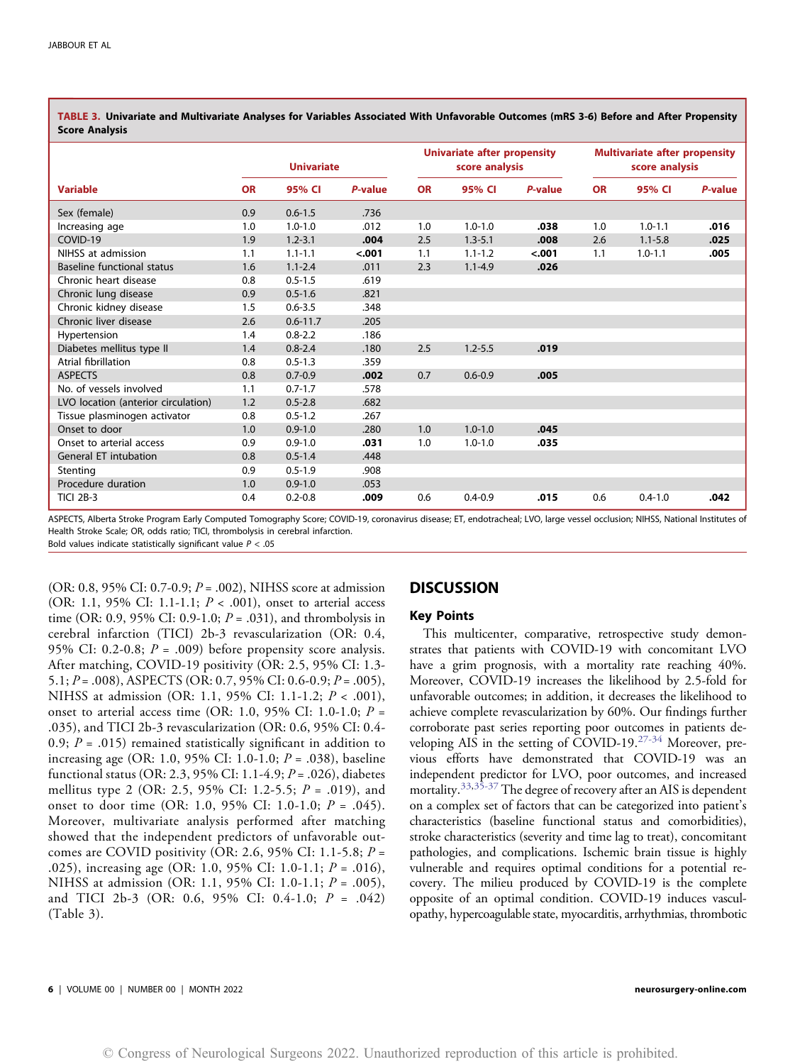**TABLE 3. Univariate and Multivariate Analyses for Variables Associated With Unfavorable Outcomes (mRS 3-6) Before and After Propensity Score Analysis**

| | Univariate | | | Univariate after propensity score analysis | | | Multivariate after propensity score analysis | | |
|---|---|---|---|---|---|---|---|---|---|
| Variable | OR | 95% CI | *P*-value | OR | 95% CI | *P*-value | OR | 95% CI | *P*-value |
| Sex (female) | 0.9 | 0.6-1.5 | .736 | | | | | | |
| Increasing age | 1.0 | 1.0-1.0 | .012 | 1.0 | 1.0-1.0 | **.038** | 1.0 | 1.0-1.1 | **.016** |
| COVID-19 | 1.9 | 1.2-3.1 | **.004** | 2.5 | 1.3-5.1 | **.008** | 2.6 | 1.1-5.8 | **.025** |
| NIHSS at admission | 1.1 | 1.1-1.1 | **<.001** | 1.1 | 1.1-1.2 | **<.001** | 1.1 | 1.0-1.1 | **.005** |
| Baseline functional status | 1.6 | 1.1-2.4 | .011 | 2.3 | 1.1-4.9 | **.026** | | | |
| Chronic heart disease | 0.8 | 0.5-1.5 | .619 | | | | | | |
| Chronic lung disease | 0.9 | 0.5-1.6 | .821 | | | | | | |
| Chronic kidney disease | 1.5 | 0.6-3.5 | .348 | | | | | | |
| Chronic liver disease | 2.6 | 0.6-11.7 | .205 | | | | | | |
| Hypertension | 1.4 | 0.8-2.2 | .186 | | | | | | |
| Diabetes mellitus type II | 1.4 | 0.8-2.4 | .180 | 2.5 | 1.2-5.5 | **.019** | | | |
| Atrial fibrillation | 0.8 | 0.5-1.3 | .359 | | | | | | |
| ASPECTS | 0.8 | 0.7-0.9 | **.002** | 0.7 | 0.6-0.9 | **.005** | | | |
| No. of vessels involved | 1.1 | 0.7-1.7 | .578 | | | | | | |
| LVO location (anterior circulation) | 1.2 | 0.5-2.8 | .682 | | | | | | |
| Tissue plasminogen activator | 0.8 | 0.5-1.2 | .267 | | | | | | |
| Onset to door | 1.0 | 0.9-1.0 | .280 | 1.0 | 1.0-1.0 | **.045** | | | |
| Onset to arterial access | 0.9 | 0.9-1.0 | **.031** | 1.0 | 1.0-1.0 | **.035** | | | |
| General ET intubation | 0.8 | 0.5-1.4 | .448 | | | | | | |
| Stenting | 0.9 | 0.5-1.9 | .908 | | | | | | |
| Procedure duration | 1.0 | 0.9-1.0 | .053 | | | | | | |
| TICI 2B-3 | 0.4 | 0.2-0.8 | **.009** | 0.6 | 0.4-0.9 | **.015** | 0.6 | 0.4-1.0 | **.042** |

ASPECTS, Alberta Stroke Program Early Computed Tomography Score; COVID-19, coronavirus disease; ET, endotracheal; LVO, large vessel occlusion; NIHSS, National Institutes of Health Stroke Scale; OR, odds ratio; TICI, thrombolysis in cerebral infarction.
Bold values indicate statistically significant value $P < .05$

(OR: 0.8, 95% CI: 0.7-0.9; $P = .002$), NIHSS score at admission (OR: 1.1, 95% CI: 1.1-1.1; $P < .001$), onset to arterial access time (OR: 0.9, 95% CI: 0.9-1.0; $P = .031$), and thrombolysis in cerebral infarction (TICI) 2b-3 revascularization (OR: 0.4, 95% CI: 0.2-0.8; $P = .009$) before propensity score analysis. After matching, COVID-19 positivity (OR: 2.5, 95% CI: 1.3-5.1; $P = .008$), ASPECTS (OR: 0.7, 95% CI: 0.6-0.9; $P = .005$), NIHSS at admission (OR: 1.1, 95% CI: 1.1-1.2; $P < .001$), onset to arterial access time (OR: 1.0, 95% CI: 1.0-1.0; $P = .035$), and TICI 2b-3 revascularization (OR: 0.6, 95% CI: 0.4-0.9; $P = .015$) remained statistically significant in addition to increasing age (OR: 1.0, 95% CI: 1.0-1.0; $P = .038$), baseline functional status (OR: 2.3, 95% CI: 1.1-4.9; $P = .026$), diabetes mellitus type 2 (OR: 2.5, 95% CI: 1.2-5.5; $P = .019$), and onset to door time (OR: 1.0, 95% CI: 1.0-1.0; $P = .045$). Moreover, multivariate analysis performed after matching showed that the independent predictors of unfavorable outcomes are COVID positivity (OR: 2.6, 95% CI: 1.1-5.8; $P = .025$), increasing age (OR: 1.0, 95% CI: 1.0-1.1; $P = .016$), NIHSS at admission (OR: 1.1, 95% CI: 1.0-1.1; $P = .005$), and TICI 2b-3 (OR: 0.6, 95% CI: 0.4-1.0; $P = .042$) (Table 3).

## DISCUSSION

### Key Points

This multicenter, comparative, retrospective study demonstrates that patients with COVID-19 with concomitant LVO have a grim prognosis, with a mortality rate reaching 40%. Moreover, COVID-19 increases the likelihood by 2.5-fold for unfavorable outcomes; in addition, it decreases the likelihood to achieve complete revascularization by 60%. Our findings further corroborate past series reporting poor outcomes in patients developing AIS in the setting of COVID-19.[27-34] Moreover, previous efforts have demonstrated that COVID-19 was an independent predictor for LVO, poor outcomes, and increased mortality.[33,35-37] The degree of recovery after an AIS is dependent on a complex set of factors that can be categorized into patient's characteristics (baseline functional status and comorbidities), stroke characteristics (severity and time lag to treat), concomitant pathologies, and complications. Ischemic brain tissue is highly vulnerable and requires optimal conditions for a potential recovery. The milieu produced by COVID-19 is the complete opposite of an optimal condition. COVID-19 induces vasculopathy, hypercoagulable state, myocarditis, arrhythmias, thrombotic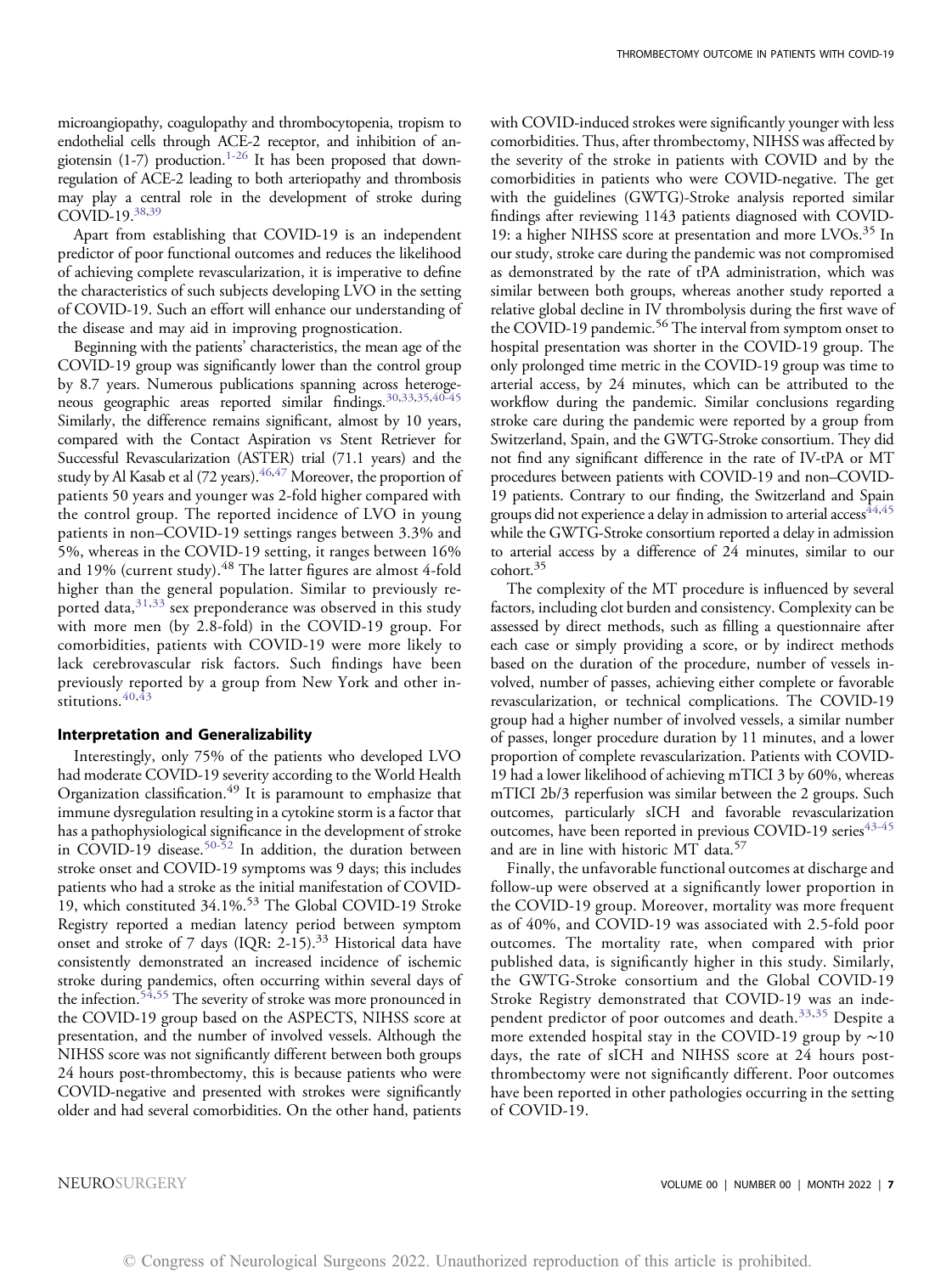microangiopathy, coagulopathy and thrombocytopenia, tropism to endothelial cells through ACE-2 receptor, and inhibition of angiotensin (1-7) production.[1-26] It has been proposed that downregulation of ACE-2 leading to both arteriopathy and thrombosis may play a central role in the development of stroke during COVID-19.[38,39]

Apart from establishing that COVID-19 is an independent predictor of poor functional outcomes and reduces the likelihood of achieving complete revascularization, it is imperative to define the characteristics of such subjects developing LVO in the setting of COVID-19. Such an effort will enhance our understanding of the disease and may aid in improving prognostication.

Beginning with the patients' characteristics, the mean age of the COVID-19 group was significantly lower than the control group by 8.7 years. Numerous publications spanning across heterogeneous geographic areas reported similar findings.[30,33,35,40-45] Similarly, the difference remains significant, almost by 10 years, compared with the Contact Aspiration vs Stent Retriever for Successful Revascularization (ASTER) trial (71.1 years) and the study by Al Kasab et al (72 years).[46,47] Moreover, the proportion of patients 50 years and younger was 2-fold higher compared with the control group. The reported incidence of LVO in young patients in non–COVID-19 settings ranges between 3.3% and 5%, whereas in the COVID-19 setting, it ranges between 16% and 19% (current study).[48] The latter figures are almost 4-fold higher than the general population. Similar to previously reported data,[31,33] sex preponderance was observed in this study with more men (by 2.8-fold) in the COVID-19 group. For comorbidities, patients with COVID-19 were more likely to lack cerebrovascular risk factors. Such findings have been previously reported by a group from New York and other institutions.[40,43]

### Interpretation and Generalizability

Interestingly, only 75% of the patients who developed LVO had moderate COVID-19 severity according to the World Health Organization classification.[49] It is paramount to emphasize that immune dysregulation resulting in a cytokine storm is a factor that has a pathophysiological significance in the development of stroke in COVID-19 disease.[50-52] In addition, the duration between stroke onset and COVID-19 symptoms was 9 days; this includes patients who had a stroke as the initial manifestation of COVID-19, which constituted 34.1%.[53] The Global COVID-19 Stroke Registry reported a median latency period between symptom onset and stroke of 7 days (IQR: 2-15).[33] Historical data have consistently demonstrated an increased incidence of ischemic stroke during pandemics, often occurring within several days of the infection.[54,55] The severity of stroke was more pronounced in the COVID-19 group based on the ASPECTS, NIHSS score at presentation, and the number of involved vessels. Although the NIHSS score was not significantly different between both groups 24 hours post-thrombectomy, this is because patients who were COVID-negative and presented with strokes were significantly older and had several comorbidities. On the other hand, patients with COVID-induced strokes were significantly younger with less comorbidities. Thus, after thrombectomy, NIHSS was affected by the severity of the stroke in patients with COVID and by the comorbidities in patients who were COVID-negative. The get with the guidelines (GWTG)-Stroke analysis reported similar findings after reviewing 1143 patients diagnosed with COVID-19: a higher NIHSS score at presentation and more LVOs.[35] In our study, stroke care during the pandemic was not compromised as demonstrated by the rate of tPA administration, which was similar between both groups, whereas another study reported a relative global decline in IV thrombolysis during the first wave of the COVID-19 pandemic.[56] The interval from symptom onset to hospital presentation was shorter in the COVID-19 group. The only prolonged time metric in the COVID-19 group was time to arterial access, by 24 minutes, which can be attributed to the workflow during the pandemic. Similar conclusions regarding stroke care during the pandemic were reported by a group from Switzerland, Spain, and the GWTG-Stroke consortium. They did not find any significant difference in the rate of IV-tPA or MT procedures between patients with COVID-19 and non–COVID-19 patients. Contrary to our finding, the Switzerland and Spain groups did not experience a delay in admission to arterial access[44,45] while the GWTG-Stroke consortium reported a delay in admission to arterial access by a difference of 24 minutes, similar to our cohort.[35]

The complexity of the MT procedure is influenced by several factors, including clot burden and consistency. Complexity can be assessed by direct methods, such as filling a questionnaire after each case or simply providing a score, or by indirect methods based on the duration of the procedure, number of vessels involved, number of passes, achieving either complete or favorable revascularization, or technical complications. The COVID-19 group had a higher number of involved vessels, a similar number of passes, longer procedure duration by 11 minutes, and a lower proportion of complete revascularization. Patients with COVID-19 had a lower likelihood of achieving mTICI 3 by 60%, whereas mTICI 2b/3 reperfusion was similar between the 2 groups. Such outcomes, particularly sICH and favorable revascularization outcomes, have been reported in previous COVID-19 series[43-45] and are in line with historic MT data.[57]

Finally, the unfavorable functional outcomes at discharge and follow-up were observed at a significantly lower proportion in the COVID-19 group. Moreover, mortality was more frequent as of 40%, and COVID-19 was associated with 2.5-fold poor outcomes. The mortality rate, when compared with prior published data, is significantly higher in this study. Similarly, the GWTG-Stroke consortium and the Global COVID-19 Stroke Registry demonstrated that COVID-19 was an independent predictor of poor outcomes and death.[33,35] Despite a more extended hospital stay in the COVID-19 group by ∼10 days, the rate of sICH and NIHSS score at 24 hours post-thrombectomy were not significantly different. Poor outcomes have been reported in other pathologies occurring in the setting of COVID-19.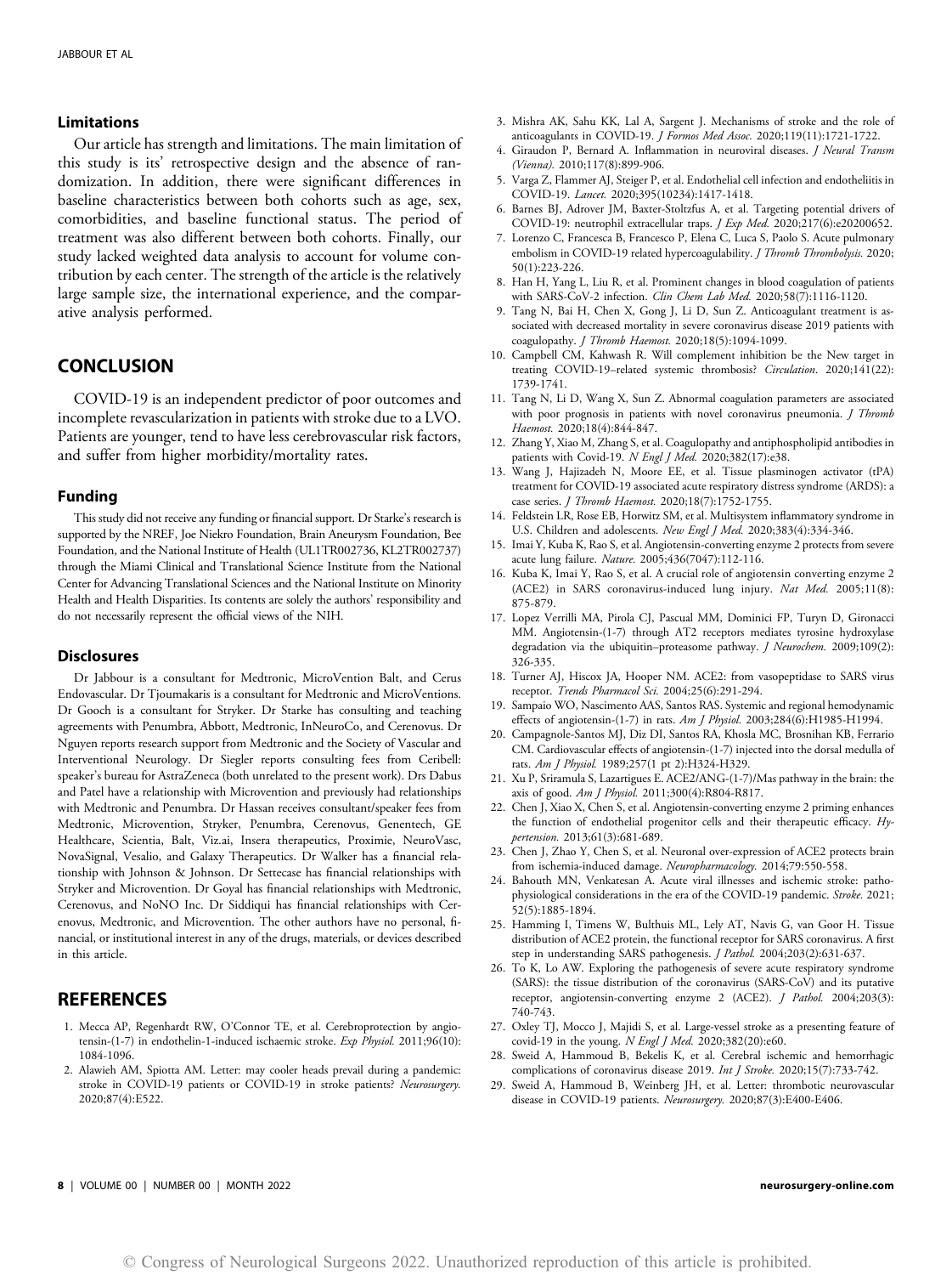### Limitations

Our article has strength and limitations. The main limitation of this study is its' retrospective design and the absence of randomization. In addition, there were significant differences in baseline characteristics between both cohorts such as age, sex, comorbidities, and baseline functional status. The period of treatment was also different between both cohorts. Finally, our study lacked weighted data analysis to account for volume contribution by each center. The strength of the article is the relatively large sample size, the international experience, and the comparative analysis performed.

## CONCLUSION

COVID-19 is an independent predictor of poor outcomes and incomplete revascularization in patients with stroke due to a LVO. Patients are younger, tend to have less cerebrovascular risk factors, and suffer from higher morbidity/mortality rates.

### Funding

This study did not receive any funding or financial support. Dr Starke's research is supported by the NREF, Joe Niekro Foundation, Brain Aneurysm Foundation, Bee Foundation, and the National Institute of Health (UL1TR002736, KL2TR002737) through the Miami Clinical and Translational Science Institute from the National Center for Advancing Translational Sciences and the National Institute on Minority Health and Health Disparities. Its contents are solely the authors' responsibility and do not necessarily represent the official views of the NIH.

### Disclosures

Dr Jabbour is a consultant for Medtronic, MicroVention Balt, and Cerus Endovascular. Dr Tjoumakaris is a consultant for Medtronic and MicroVentions. Dr Gooch is a consultant for Stryker. Dr Starke has consulting and teaching agreements with Penumbra, Abbott, Medtronic, InNeuroCo, and Cerenovus. Dr Nguyen reports research support from Medtronic and the Society of Vascular and Interventional Neurology. Dr Siegler reports consulting fees from Ceribell: speaker's bureau for AstraZeneca (both unrelated to the present work). Drs Dabus and Patel have a relationship with Microvention and previously had relationships with Medtronic and Penumbra. Dr Hassan receives consultant/speaker fees from Medtronic, Microvention, Stryker, Penumbra, Cerenovus, Genentech, GE Healthcare, Scientia, Balt, Viz.ai, Insera therapeutics, Proximie, NeuroVasc, NovaSignal, Vesalio, and Galaxy Therapeutics. Dr Walker has a financial relationship with Johnson & Johnson. Dr Settecase has financial relationships with Stryker and Microvention. Dr Goyal has financial relationships with Medtronic, Cerenovus, and NoNO Inc. Dr Siddiqui has financial relationships with Cerenovus, Medtronic, and Microvention. The other authors have no personal, financial, or institutional interest in any of the drugs, materials, or devices described in this article.

## REFERENCES

1. Mecca AP, Regenhardt RW, O'Connor TE, et al. Cerebroprotection by angiotensin-(1-7) in endothelin-1-induced ischaemic stroke. *Exp Physiol.* 2011;96(10):1084-1096.
2. Alawieh AM, Spiotta AM. Letter: may cooler heads prevail during a pandemic: stroke in COVID-19 patients or COVID-19 in stroke patients? *Neurosurgery.* 2020;87(4):E522.
3. Mishra AK, Sahu KK, Lal A, Sargent J. Mechanisms of stroke and the role of anticoagulants in COVID-19. *J Formos Med Assoc.* 2020;119(11):1721-1722.
4. Giraudon P, Bernard A. Inflammation in neuroviral diseases. *J Neural Transm (Vienna).* 2010;117(8):899-906.
5. Varga Z, Flammer AJ, Steiger P, et al. Endothelial cell infection and endotheliitis in COVID-19. *Lancet.* 2020;395(10234):1417-1418.
6. Barnes BJ, Adrover JM, Baxter-Stoltzfus A, et al. Targeting potential drivers of COVID-19: neutrophil extracellular traps. *J Exp Med.* 2020;217(6):e20200652.
7. Lorenzo C, Francesca B, Francesco P, Elena C, Luca S, Paolo S. Acute pulmonary embolism in COVID-19 related hypercoagulability. *J Thromb Thrombolysis.* 2020;50(1):223-226.
8. Han H, Yang L, Liu R, et al. Prominent changes in blood coagulation of patients with SARS-CoV-2 infection. *Clin Chem Lab Med.* 2020;58(7):1116-1120.
9. Tang N, Bai H, Chen X, Gong J, Li D, Sun Z. Anticoagulant treatment is associated with decreased mortality in severe coronavirus disease 2019 patients with coagulopathy. *J Thromb Haemost.* 2020;18(5):1094-1099.
10. Campbell CM, Kahwash R. Will complement inhibition be the New target in treating COVID-19–related systemic thrombosis? *Circulation*. 2020;141(22):1739-1741.
11. Tang N, Li D, Wang X, Sun Z. Abnormal coagulation parameters are associated with poor prognosis in patients with novel coronavirus pneumonia. *J Thromb Haemost.* 2020;18(4):844-847.
12. Zhang Y, Xiao M, Zhang S, et al. Coagulopathy and antiphospholipid antibodies in patients with Covid-19. *N Engl J Med.* 2020;382(17):e38.
13. Wang J, Hajizadeh N, Moore EE, et al. Tissue plasminogen activator (tPA) treatment for COVID-19 associated acute respiratory distress syndrome (ARDS): a case series. *J Thromb Haemost.* 2020;18(7):1752-1755.
14. Feldstein LR, Rose EB, Horwitz SM, et al. Multisystem inflammatory syndrome in U.S. Children and adolescents. *New Engl J Med.* 2020;383(4):334-346.
15. Imai Y, Kuba K, Rao S, et al. Angiotensin-converting enzyme 2 protects from severe acute lung failure. *Nature.* 2005;436(7047):112-116.
16. Kuba K, Imai Y, Rao S, et al. A crucial role of angiotensin converting enzyme 2 (ACE2) in SARS coronavirus-induced lung injury. *Nat Med.* 2005;11(8):875-879.
17. Lopez Verrilli MA, Pirola CJ, Pascual MM, Dominici FP, Turyn D, Gironacci MM. Angiotensin-(1-7) through AT2 receptors mediates tyrosine hydroxylase degradation via the ubiquitin–proteasome pathway. *J Neurochem.* 2009;109(2):326-335.
18. Turner AJ, Hiscox JA, Hooper NM. ACE2: from vasopeptidase to SARS virus receptor. *Trends Pharmacol Sci.* 2004;25(6):291-294.
19. Sampaio WO, Nascimento AAS, Santos RAS. Systemic and regional hemodynamic effects of angiotensin-(1-7) in rats. *Am J Physiol.* 2003;284(6):H1985-H1994.
20. Campagnole-Santos MJ, Diz DI, Santos RA, Khosla MC, Brosnihan KB, Ferrario CM. Cardiovascular effects of angiotensin-(1-7) injected into the dorsal medulla of rats. *Am J Physiol.* 1989;257(1 pt 2):H324-H329.
21. Xu P, Sriramula S, Lazartigues E. ACE2/ANG-(1-7)/Mas pathway in the brain: the axis of good. *Am J Physiol.* 2011;300(4):R804-R817.
22. Chen J, Xiao X, Chen S, et al. Angiotensin-converting enzyme 2 priming enhances the function of endothelial progenitor cells and their therapeutic efficacy. *Hypertension.* 2013;61(3):681-689.
23. Chen J, Zhao Y, Chen S, et al. Neuronal over-expression of ACE2 protects brain from ischemia-induced damage. *Neuropharmacology.* 2014;79:550-558.
24. Bahouth MN, Venkatesan A. Acute viral illnesses and ischemic stroke: pathophysiological considerations in the era of the COVID-19 pandemic. *Stroke.* 2021;52(5):1885-1894.
25. Hamming I, Timens W, Bulthuis ML, Lely AT, Navis G, van Goor H. Tissue distribution of ACE2 protein, the functional receptor for SARS coronavirus. A first step in understanding SARS pathogenesis. *J Pathol.* 2004;203(2):631-637.
26. To K, Lo AW. Exploring the pathogenesis of severe acute respiratory syndrome (SARS): the tissue distribution of the coronavirus (SARS-CoV) and its putative receptor, angiotensin-converting enzyme 2 (ACE2). *J Pathol.* 2004;203(3):740-743.
27. Oxley TJ, Mocco J, Majidi S, et al. Large-vessel stroke as a presenting feature of covid-19 in the young. *N Engl J Med.* 2020;382(20):e60.
28. Sweid A, Hammoud B, Bekelis K, et al. Cerebral ischemic and hemorrhagic complications of coronavirus disease 2019. *Int J Stroke.* 2020;15(7):733-742.
29. Sweid A, Hammoud B, Weinberg JH, et al. Letter: thrombotic neurovascular disease in COVID-19 patients. *Neurosurgery.* 2020;87(3):E400-E406.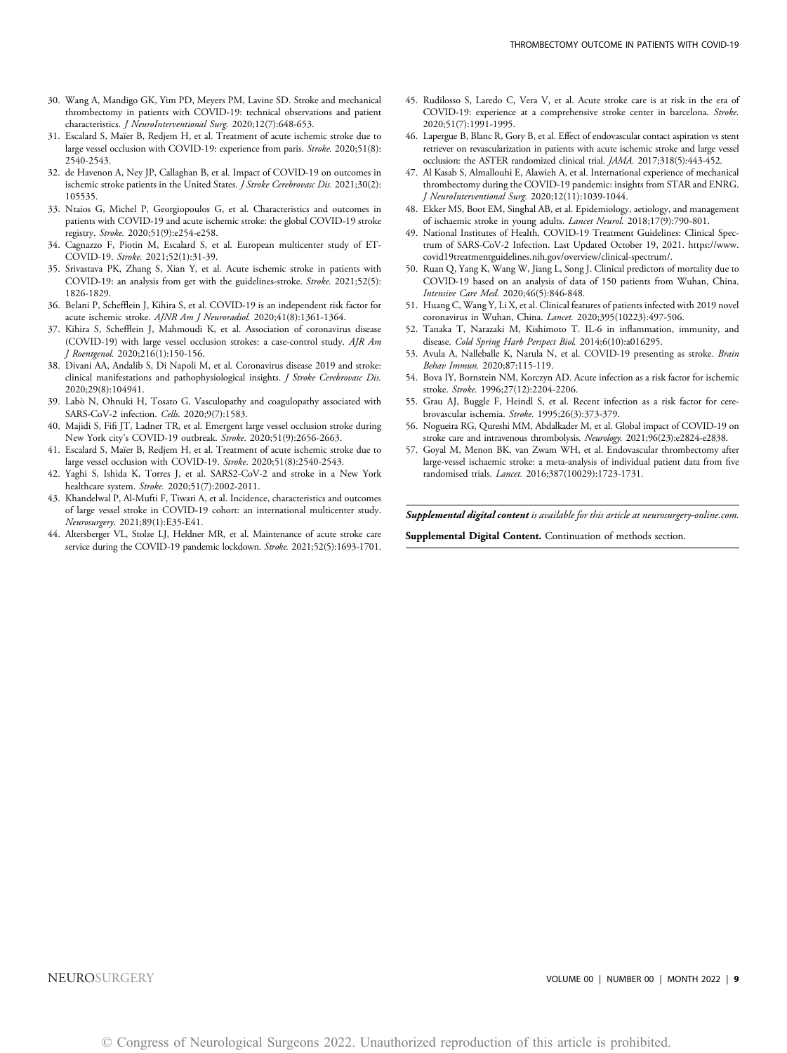30. Wang A, Mandigo GK, Yim PD, Meyers PM, Lavine SD. Stroke and mechanical thrombectomy in patients with COVID-19: technical observations and patient characteristics. *J NeuroInterventional Surg.* 2020;12(7):648-653.
31. Escalard S, Maïer B, Redjem H, et al. Treatment of acute ischemic stroke due to large vessel occlusion with COVID-19: experience from paris. *Stroke.* 2020;51(8):2540-2543.
32. de Havenon A, Ney JP, Callaghan B, et al. Impact of COVID-19 on outcomes in ischemic stroke patients in the United States. *J Stroke Cerebrovasc Dis.* 2021;30(2):105535.
33. Ntaios G, Michel P, Georgiopoulos G, et al. Characteristics and outcomes in patients with COVID-19 and acute ischemic stroke: the global COVID-19 stroke registry. *Stroke.* 2020;51(9):e254-e258.
34. Cagnazzo F, Piotin M, Escalard S, et al. European multicenter study of ET-COVID-19. *Stroke.* 2021;52(1):31-39.
35. Srivastava PK, Zhang S, Xian Y, et al. Acute ischemic stroke in patients with COVID-19: an analysis from get with the guidelines-stroke. *Stroke.* 2021;52(5):1826-1829.
36. Belani P, Schefflein J, Kihira S, et al. COVID-19 is an independent risk factor for acute ischemic stroke. *AJNR Am J Neuroradiol.* 2020;41(8):1361-1364.
37. Kihira S, Schefflein J, Mahmoudi K, et al. Association of coronavirus disease (COVID-19) with large vessel occlusion strokes: a case-control study. *AJR Am J Roentgenol.* 2020;216(1):150-156.
38. Divani AA, Andalib S, Di Napoli M, et al. Coronavirus disease 2019 and stroke: clinical manifestations and pathophysiological insights. *J Stroke Cerebrovasc Dis.* 2020;29(8):104941.
39. Labò N, Ohnuki H, Tosato G. Vasculopathy and coagulopathy associated with SARS-CoV-2 infection. *Cells.* 2020;9(7):1583.
40. Majidi S, Fifi JT, Ladner TR, et al. Emergent large vessel occlusion stroke during New York city's COVID-19 outbreak. *Stroke*. 2020;51(9):2656-2663.
41. Escalard S, Maïer B, Redjem H, et al. Treatment of acute ischemic stroke due to large vessel occlusion with COVID-19. *Stroke*. 2020;51(8):2540-2543.
42. Yaghi S, Ishida K, Torres J, et al. SARS2-CoV-2 and stroke in a New York healthcare system. *Stroke.* 2020;51(7):2002-2011.
43. Khandelwal P, Al-Mufti F, Tiwari A, et al. Incidence, characteristics and outcomes of large vessel stroke in COVID-19 cohort: an international multicenter study. *Neurosurgery*. 2021;89(1):E35-E41.
44. Altersberger VL, Stolze LJ, Heldner MR, et al. Maintenance of acute stroke care service during the COVID-19 pandemic lockdown. *Stroke.* 2021;52(5):1693-1701.
45. Rudilosso S, Laredo C, Vera V, et al. Acute stroke care is at risk in the era of COVID-19: experience at a comprehensive stroke center in barcelona. *Stroke.* 2020;51(7):1991-1995.
46. Lapergue B, Blanc R, Gory B, et al. Effect of endovascular contact aspiration vs stent retriever on revascularization in patients with acute ischemic stroke and large vessel occlusion: the ASTER randomized clinical trial. *JAMA.* 2017;318(5):443-452.
47. Al Kasab S, Almallouhi E, Alawieh A, et al. International experience of mechanical thrombectomy during the COVID-19 pandemic: insights from STAR and ENRG. *J NeuroInterventional Surg.* 2020;12(11):1039-1044.
48. Ekker MS, Boot EM, Singhal AB, et al. Epidemiology, aetiology, and management of ischaemic stroke in young adults. *Lancet Neurol.* 2018;17(9):790-801.
49. National Institutes of Health. COVID-19 Treatment Guidelines: Clinical Spectrum of SARS-CoV-2 Infection. Last Updated October 19, 2021. https://www.covid19treatmentguidelines.nih.gov/overview/clinical-spectrum/.
50. Ruan Q, Yang K, Wang W, Jiang L, Song J. Clinical predictors of mortality due to COVID-19 based on an analysis of data of 150 patients from Wuhan, China. *Intensive Care Med.* 2020;46(5):846-848.
51. Huang C, Wang Y, Li X, et al. Clinical features of patients infected with 2019 novel coronavirus in Wuhan, China. *Lancet.* 2020;395(10223):497-506.
52. Tanaka T, Narazaki M, Kishimoto T. IL-6 in inflammation, immunity, and disease. *Cold Spring Harb Perspect Biol.* 2014;6(10):a016295.
53. Avula A, Nalleballe K, Narula N, et al. COVID-19 presenting as stroke. *Brain Behav Immun.* 2020;87:115-119.
54. Bova IY, Bornstein NM, Korczyn AD. Acute infection as a risk factor for ischemic stroke. *Stroke.* 1996;27(12):2204-2206.
55. Grau AJ, Buggle F, Heindl S, et al. Recent infection as a risk factor for cerebrovascular ischemia. *Stroke.* 1995;26(3):373-379.
56. Nogueira RG, Qureshi MM, Abdalkader M, et al. Global impact of COVID-19 on stroke care and intravenous thrombolysis. *Neurology.* 2021;96(23):e2824-e2838.
57. Goyal M, Menon BK, van Zwam WH, et al. Endovascular thrombectomy after large-vessel ischaemic stroke: a meta-analysis of individual patient data from five randomised trials. *Lancet.* 2016;387(10029):1723-1731.

***Supplemental digital content*** *is available for this article at neurosurgery-online.com.*

**Supplemental Digital Content.** Continuation of methods section.